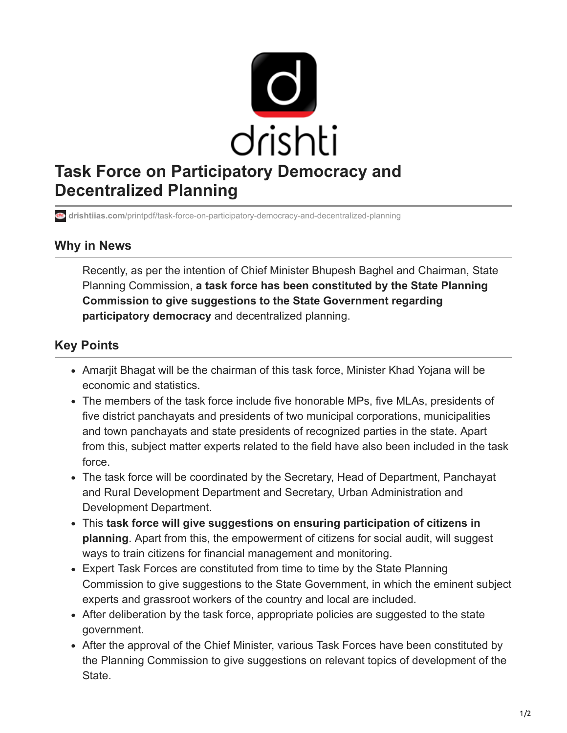# Task Force on Participatory Democracy and Decentralized Planning

drishtiias.com/printpdf/task-force-on-participatory-democracy-and-decentralized-planning

## Why in News

Recently, as per the intention of Chief Minister Bhupesh Baghel and Chairman, State Planning Commission, **a task force has been constituted by the State Planning Commission to give suggestions to the State Government regarding participatory democracy** and decentralized planning.

## Key Points

- Amarjit Bhagat will be the chairman of this task force, Minister Khad Yojana will be economic and statistics.
- The members of the task force include five honorable MPs, five MLAs, presidents of five district panchayats and presidents of two municipal corporations, municipalities and town panchayats and state presidents of recognized parties in the state. Apart from this, subject matter experts related to the field have also been included in the task force.
- The task force will be coordinated by the Secretary, Head of Department, Panchayat and Rural Development Department and Secretary, Urban Administration and Development Department.
- This **task force will give suggestions on ensuring participation of citizens in planning**. Apart from this, the empowerment of citizens for social audit, will suggest ways to train citizens for financial management and monitoring.
- Expert Task Forces are constituted from time to time by the State Planning Commission to give suggestions to the State Government, in which the eminent subject experts and grassroot workers of the country and local are included.
- After deliberation by the task force, appropriate policies are suggested to the state government.
- After the approval of the Chief Minister, various Task Forces have been constituted by the Planning Commission to give suggestions on relevant topics of development of the State.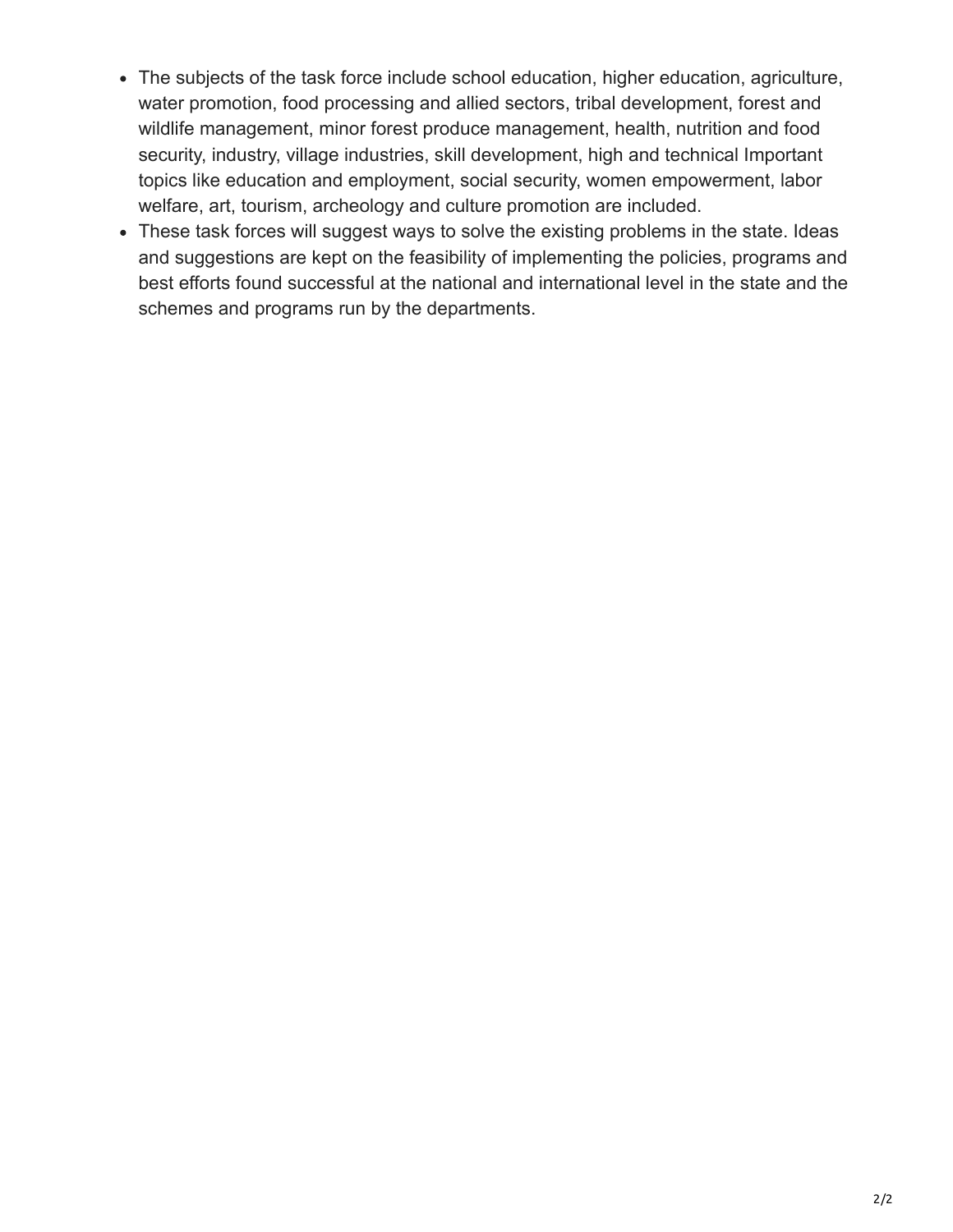- The subjects of the task force include school education, higher education, agriculture, water promotion, food processing and allied sectors, tribal development, forest and wildlife management, minor forest produce management, health, nutrition and food security, industry, village industries, skill development, high and technical Important topics like education and employment, social security, women empowerment, labor welfare, art, tourism, archeology and culture promotion are included.
- These task forces will suggest ways to solve the existing problems in the state. Ideas and suggestions are kept on the feasibility of implementing the policies, programs and best efforts found successful at the national and international level in the state and the schemes and programs run by the departments.